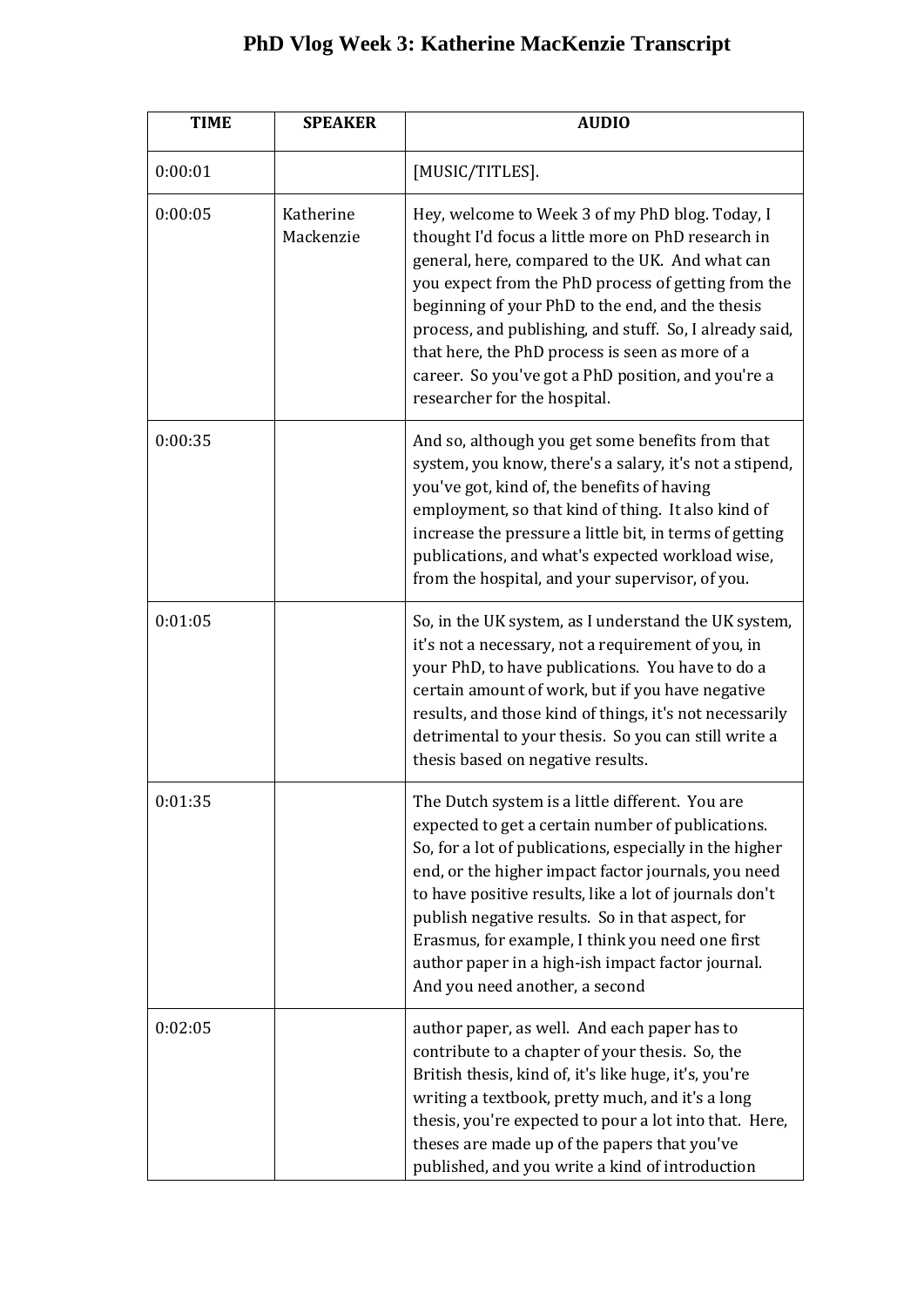# PhD Vlog Week 3: Katherine MacKenzie Transcript

| TIME | SPEAKER | AUDIO |
|---|---|---|
| 0:00:01 | | [MUSIC/TITLES]. |
| 0:00:05 | Katherine Mackenzie | Hey, welcome to Week 3 of my PhD blog. Today, I thought I'd focus a little more on PhD research in general, here, compared to the UK. And what can you expect from the PhD process of getting from the beginning of your PhD to the end, and the thesis process, and publishing, and stuff. So, I already said, that here, the PhD process is seen as more of a career. So you've got a PhD position, and you're a researcher for the hospital. |
| 0:00:35 | | And so, although you get some benefits from that system, you know, there's a salary, it's not a stipend, you've got, kind of, the benefits of having employment, so that kind of thing. It also kind of increase the pressure a little bit, in terms of getting publications, and what's expected workload wise, from the hospital, and your supervisor, of you. |
| 0:01:05 | | So, in the UK system, as I understand the UK system, it's not a necessary, not a requirement of you, in your PhD, to have publications. You have to do a certain amount of work, but if you have negative results, and those kind of things, it's not necessarily detrimental to your thesis. So you can still write a thesis based on negative results. |
| 0:01:35 | | The Dutch system is a little different. You are expected to get a certain number of publications. So, for a lot of publications, especially in the higher end, or the higher impact factor journals, you need to have positive results, like a lot of journals don't publish negative results. So in that aspect, for Erasmus, for example, I think you need one first author paper in a high-ish impact factor journal. And you need another, a second |
| 0:02:05 | | author paper, as well. And each paper has to contribute to a chapter of your thesis. So, the British thesis, kind of, it's like huge, it's, you're writing a textbook, pretty much, and it's a long thesis, you're expected to pour a lot into that. Here, theses are made up of the papers that you've published, and you write a kind of introduction |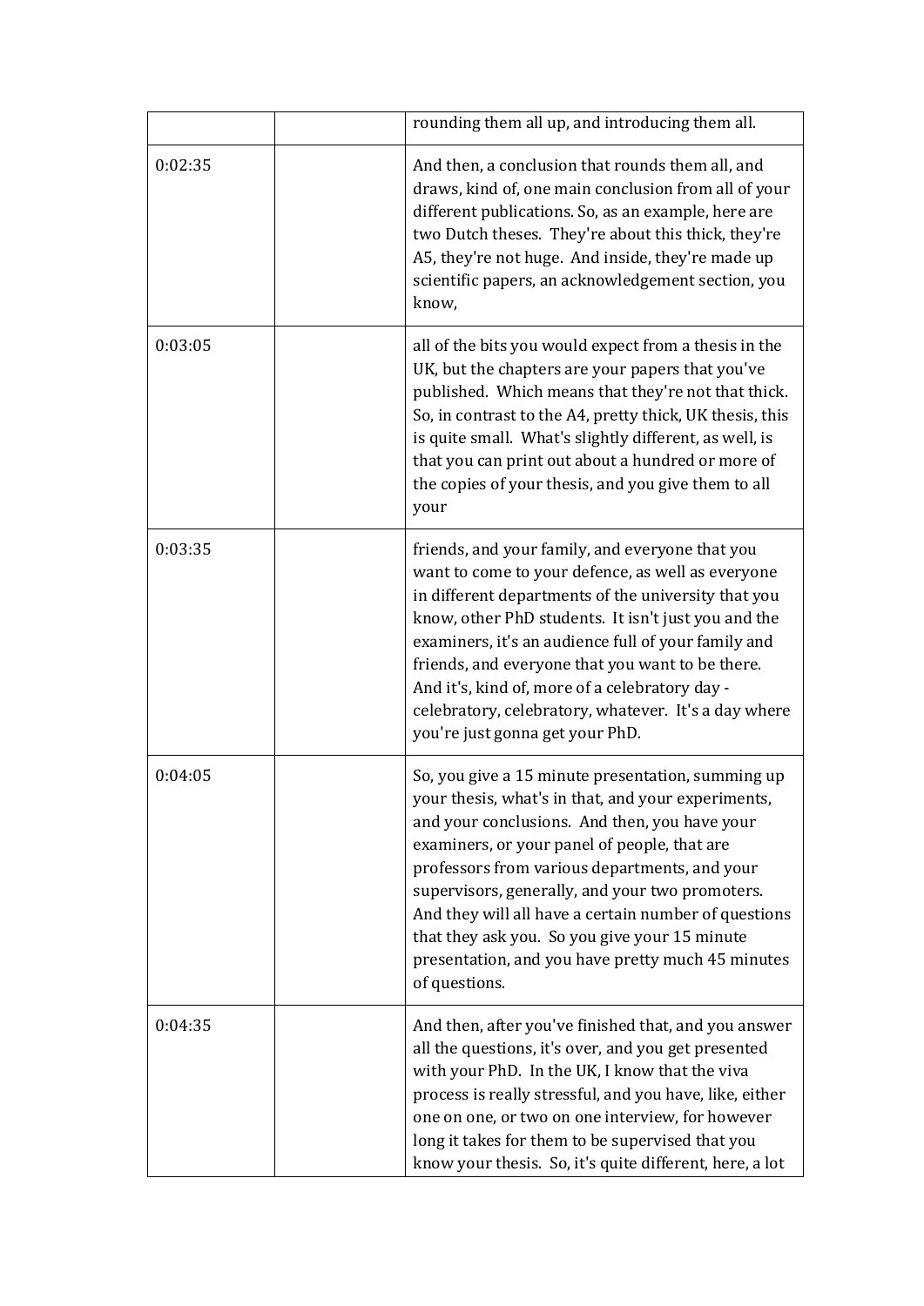| | | |
|---|---|---|
| | | rounding them all up, and introducing them all. |
| 0:02:35 | | And then, a conclusion that rounds them all, and draws, kind of, one main conclusion from all of your different publications. So, as an example, here are two Dutch theses. They're about this thick, they're A5, they're not huge. And inside, they're made up scientific papers, an acknowledgement section, you know, |
| 0:03:05 | | all of the bits you would expect from a thesis in the UK, but the chapters are your papers that you've published. Which means that they're not that thick. So, in contrast to the A4, pretty thick, UK thesis, this is quite small. What's slightly different, as well, is that you can print out about a hundred or more of the copies of your thesis, and you give them to all your |
| 0:03:35 | | friends, and your family, and everyone that you want to come to your defence, as well as everyone in different departments of the university that you know, other PhD students. It isn't just you and the examiners, it's an audience full of your family and friends, and everyone that you want to be there. And it's, kind of, more of a celebratory day - celebratory, celebratory, whatever. It's a day where you're just gonna get your PhD. |
| 0:04:05 | | So, you give a 15 minute presentation, summing up your thesis, what's in that, and your experiments, and your conclusions. And then, you have your examiners, or your panel of people, that are professors from various departments, and your supervisors, generally, and your two promoters. And they will all have a certain number of questions that they ask you. So you give your 15 minute presentation, and you have pretty much 45 minutes of questions. |
| 0:04:35 | | And then, after you've finished that, and you answer all the questions, it's over, and you get presented with your PhD. In the UK, I know that the viva process is really stressful, and you have, like, either one on one, or two on one interview, for however long it takes for them to be supervised that you know your thesis. So, it's quite different, here, a lot |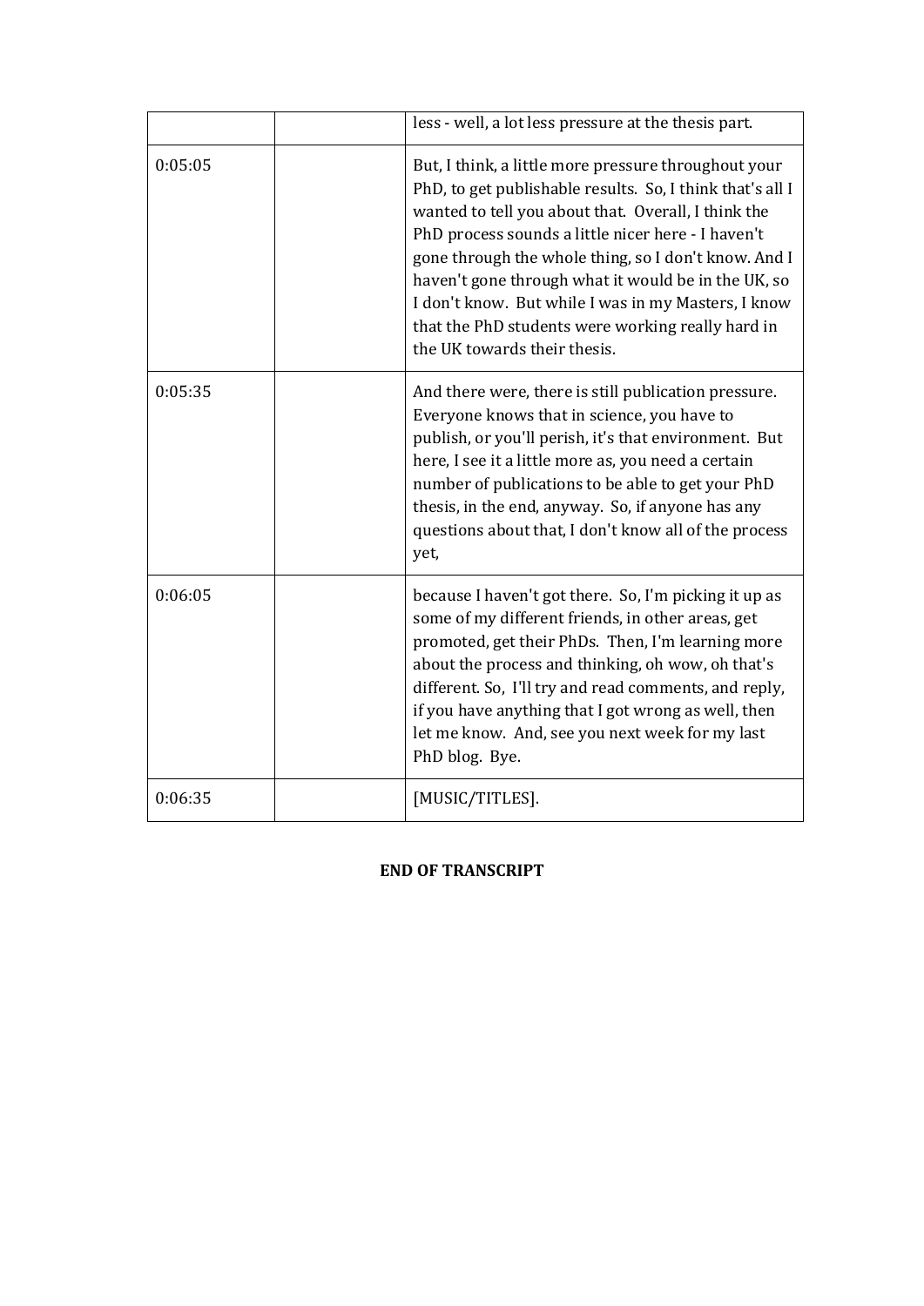| | | |
|---|---|---|
| | | less - well, a lot less pressure at the thesis part. |
| 0:05:05 | | But, I think, a little more pressure throughout your PhD, to get publishable results. So, I think that's all I wanted to tell you about that. Overall, I think the PhD process sounds a little nicer here - I haven't gone through the whole thing, so I don't know. And I haven't gone through what it would be in the UK, so I don't know. But while I was in my Masters, I know that the PhD students were working really hard in the UK towards their thesis. |
| 0:05:35 | | And there were, there is still publication pressure. Everyone knows that in science, you have to publish, or you'll perish, it's that environment. But here, I see it a little more as, you need a certain number of publications to be able to get your PhD thesis, in the end, anyway. So, if anyone has any questions about that, I don't know all of the process yet, |
| 0:06:05 | | because I haven't got there. So, I'm picking it up as some of my different friends, in other areas, get promoted, get their PhDs. Then, I'm learning more about the process and thinking, oh wow, oh that's different. So, I'll try and read comments, and reply, if you have anything that I got wrong as well, then let me know. And, see you next week for my last PhD blog. Bye. |
| 0:06:35 | | [MUSIC/TITLES]. |

**END OF TRANSCRIPT**